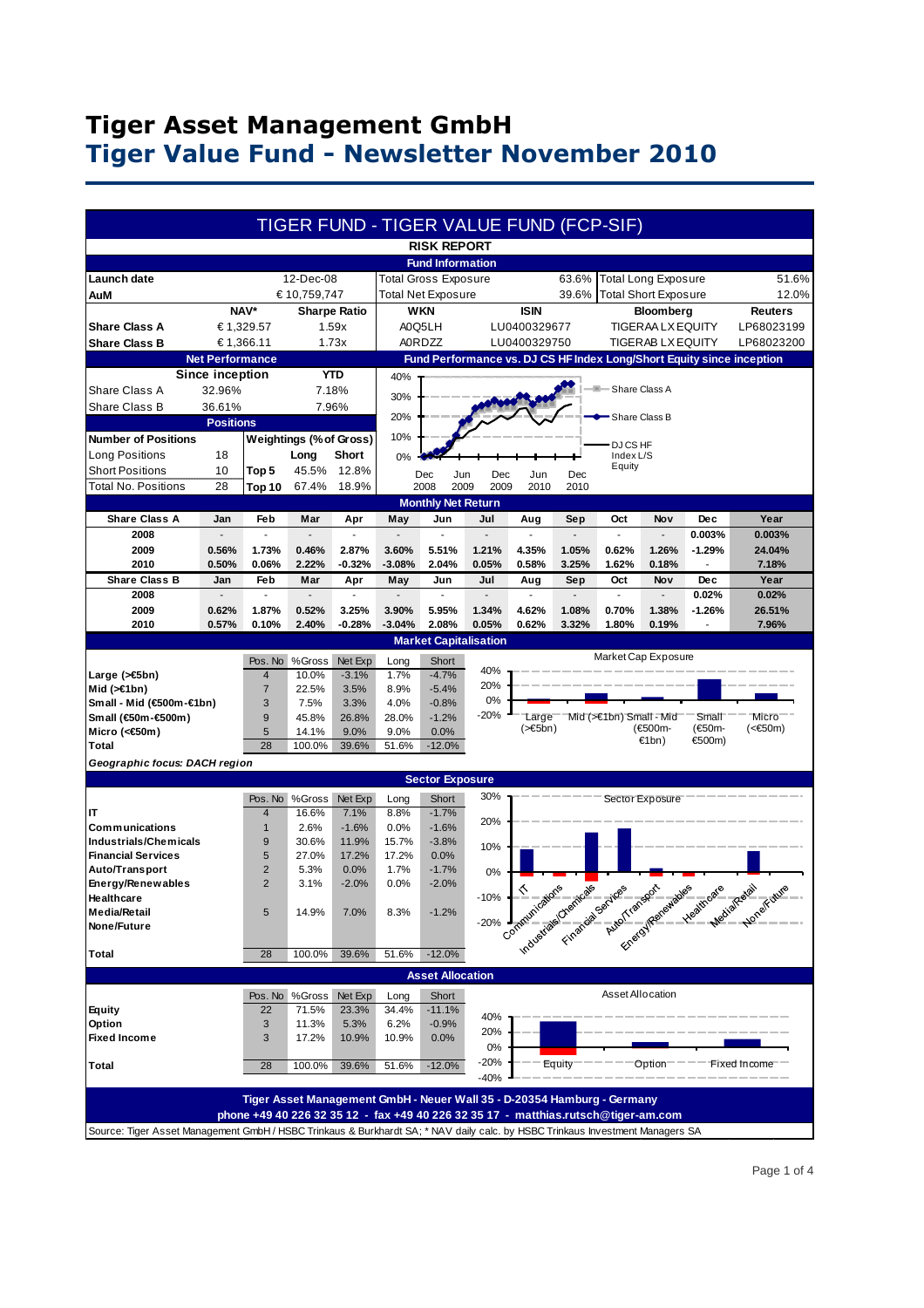# Tiger Asset Management GmbH

## Tiger Value Fund - Newsletter November 2010

## TIGER FUND - TIGER VALUE FUND (FCP-SIF)

### RISK REPORT

#### Fund Information

| | | | | | |
|---|---|---|---|---|---|
| **Launch date** | 12-Dec-08 | Total Gross Exposure | 63.6% | Total Long Exposure | 51.6% |
| **AuM** | € 10,759,747 | Total Net Exposure | 39.6% | Total Short Exposure | 12.0% |

| | NAV* | Sharpe Ratio | WKN | ISIN | Bloomberg | Reuters |
|---|---|---|---|---|---|---|
| **Share Class A** | € 1,329.57 | 1.59x | A0Q5LH | LU0400329677 | TIGERAA LX EQUITY | LP68023199 |
| **Share Class B** | € 1,366.11 | 1.73x | A0RDZZ | LU0400329750 | TIGERAB LX EQUITY | LP68023200 |

#### Net Performance

| | Since inception | YTD |
|---|---|---|
| Share Class A | 32.96% | 7.18% |
| Share Class B | 36.61% | 7.96% |

#### Positions

| Number of Positions | | Weightings (% of Gross) | Long | Short |
|---|---|---|---|---|
| Long Positions | 18 | | | |
| Short Positions | 10 | Top 5 | 45.5% | 12.8% |
| Total No. Positions | 28 | Top 10 | 67.4% | 18.9% |

#### Fund Performance vs. DJ CS HF Index Long/Short Equity since inception

#### Monthly Net Return

| Share Class A | Jan | Feb | Mar | Apr | May | Jun | Jul | Aug | Sep | Oct | Nov | Dec | Year |
|---|---|---|---|---|---|---|---|---|---|---|---|---|---|
| 2008 | - | - | - | - | - | - | - | - | - | - | - | 0.003% | 0.003% |
| 2009 | 0.56% | 1.73% | 0.46% | 2.87% | 3.60% | 5.51% | 1.21% | 4.35% | 1.05% | 0.62% | 1.26% | -1.29% | 24.04% |
| 2010 | 0.50% | 0.06% | 2.22% | -0.32% | -3.08% | 2.04% | 0.05% | 0.58% | 3.25% | 1.62% | 0.18% | - | 7.18% |

| Share Class B | Jan | Feb | Mar | Apr | May | Jun | Jul | Aug | Sep | Oct | Nov | Dec | Year |
|---|---|---|---|---|---|---|---|---|---|---|---|---|---|
| 2008 | - | - | - | - | - | - | - | - | - | - | - | 0.02% | 0.02% |
| 2009 | 0.62% | 1.87% | 0.52% | 3.25% | 3.90% | 5.95% | 1.34% | 4.62% | 1.08% | 0.70% | 1.38% | -1.26% | 26.51% |
| 2010 | 0.57% | 0.10% | 2.40% | -0.28% | -3.04% | 2.08% | 0.05% | 0.62% | 3.32% | 1.80% | 0.19% | - | 7.96% |

#### Market Capitalisation

| | Pos. No | %Gross | Net Exp | Long | Short |
|---|---|---|---|---|---|
| **Large (>€5bn)** | 4 | 10.0% | -3.1% | 1.7% | -4.7% |
| **Mid (>€1bn)** | 7 | 22.5% | 3.5% | 8.9% | -5.4% |
| **Small - Mid (€500m-€1bn)** | 3 | 7.5% | 3.3% | 4.0% | -0.8% |
| **Small (€50m-€500m)** | 9 | 45.8% | 26.8% | 28.0% | -1.2% |
| **Micro (<€50m)** | 5 | 14.1% | 9.0% | 9.0% | 0.0% |
| **Total** | 28 | 100.0% | 39.6% | 51.6% | -12.0% |

*Geographic focus: DACH region*

#### Sector Exposure

| | Pos. No | %Gross | Net Exp | Long | Short |
|---|---|---|---|---|---|
| **IT** | 4 | 16.6% | 7.1% | 8.8% | -1.7% |
| **Communications** | 1 | 2.6% | -1.6% | 0.0% | -1.6% |
| **Industrials/Chemicals** | 9 | 30.6% | 11.9% | 15.7% | -3.8% |
| **Financial Services** | 5 | 27.0% | 17.2% | 17.2% | 0.0% |
| **Auto/Transport** | 2 | 5.3% | 0.0% | 1.7% | -1.7% |
| **Energy/Renewables** | 2 | 3.1% | -2.0% | 0.0% | -2.0% |
| **Healthcare** | | | | | |
| **Media/Retail** | 5 | 14.9% | 7.0% | 8.3% | -1.2% |
| **None/Future** | | | | | |
| **Total** | 28 | 100.0% | 39.6% | 51.6% | -12.0% |

#### Asset Allocation

| | Pos. No | %Gross | Net Exp | Long | Short |
|---|---|---|---|---|---|
| **Equity** | 22 | 71.5% | 23.3% | 34.4% | -11.1% |
| **Option** | 3 | 11.3% | 5.3% | 6.2% | -0.9% |
| **Fixed Income** | 3 | 17.2% | 10.9% | 10.9% | 0.0% |
| **Total** | 28 | 100.0% | 39.6% | 51.6% | -12.0% |

**Tiger Asset Management GmbH - Neuer Wall 35 - D-20354 Hamburg - Germany**
**phone +49 40 226 32 35 12 - fax +49 40 226 32 35 17 - matthias.rutsch@tiger-am.com**

Source: Tiger Asset Management GmbH / HSBC Trinkaus & Burkhardt SA; * NAV daily calc. by HSBC Trinkaus Investment Managers SA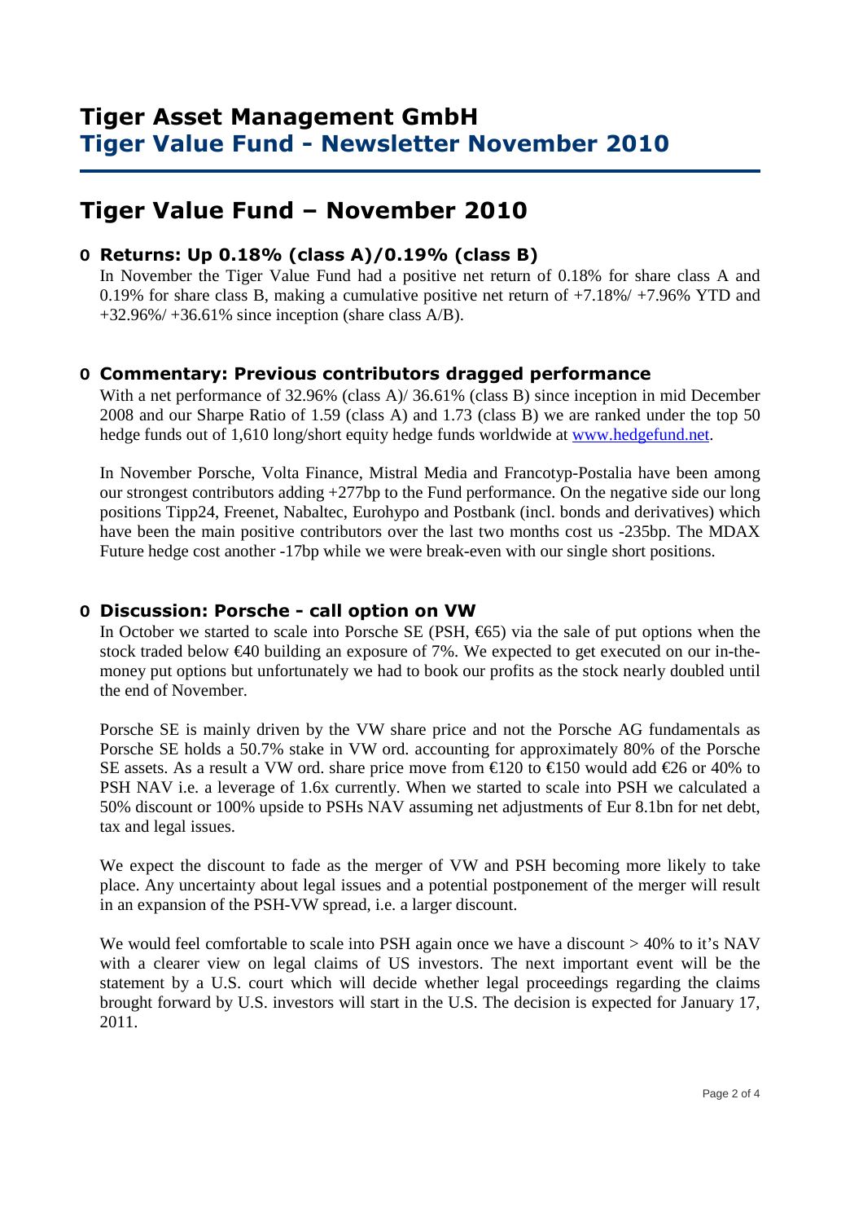# Tiger Asset Management GmbH
## Tiger Value Fund - Newsletter November 2010

# Tiger Value Fund – November 2010

### Returns: Up 0.18% (class A)/0.19% (class B)

In November the Tiger Value Fund had a positive net return of 0.18% for share class A and 0.19% for share class B, making a cumulative positive net return of +7.18%/ +7.96% YTD and +32.96%/ +36.61% since inception (share class A/B).

### Commentary: Previous contributors dragged performance

With a net performance of 32.96% (class A)/ 36.61% (class B) since inception in mid December 2008 and our Sharpe Ratio of 1.59 (class A) and 1.73 (class B) we are ranked under the top 50 hedge funds out of 1,610 long/short equity hedge funds worldwide at www.hedgefund.net.

In November Porsche, Volta Finance, Mistral Media and Francotyp-Postalia have been among our strongest contributors adding +277bp to the Fund performance. On the negative side our long positions Tipp24, Freenet, Nabaltec, Eurohypo and Postbank (incl. bonds and derivatives) which have been the main positive contributors over the last two months cost us -235bp. The MDAX Future hedge cost another -17bp while we were break-even with our single short positions.

### Discussion: Porsche - call option on VW

In October we started to scale into Porsche SE (PSH, €65) via the sale of put options when the stock traded below €40 building an exposure of 7%. We expected to get executed on our in-the-money put options but unfortunately we had to book our profits as the stock nearly doubled until the end of November.

Porsche SE is mainly driven by the VW share price and not the Porsche AG fundamentals as Porsche SE holds a 50.7% stake in VW ord. accounting for approximately 80% of the Porsche SE assets. As a result a VW ord. share price move from €120 to €150 would add €26 or 40% to PSH NAV i.e. a leverage of 1.6x currently. When we started to scale into PSH we calculated a 50% discount or 100% upside to PSHs NAV assuming net adjustments of Eur 8.1bn for net debt, tax and legal issues.

We expect the discount to fade as the merger of VW and PSH becoming more likely to take place. Any uncertainty about legal issues and a potential postponement of the merger will result in an expansion of the PSH-VW spread, i.e. a larger discount.

We would feel comfortable to scale into PSH again once we have a discount > 40% to it's NAV with a clearer view on legal claims of US investors. The next important event will be the statement by a U.S. court which will decide whether legal proceedings regarding the claims brought forward by U.S. investors will start in the U.S. The decision is expected for January 17, 2011.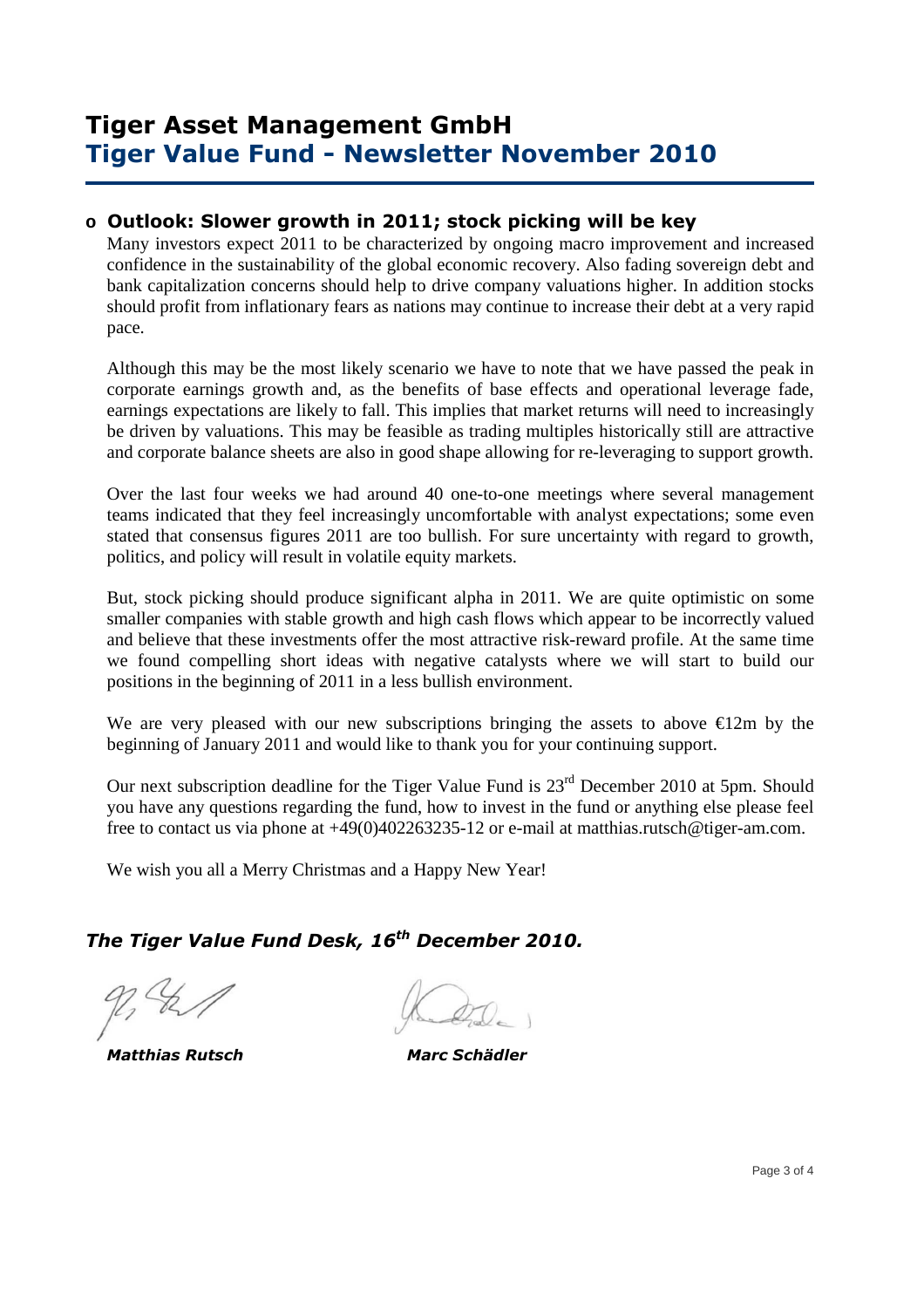# Tiger Asset Management GmbH
## Tiger Value Fund - Newsletter November 2010

### o Outlook: Slower growth in 2011; stock picking will be key

Many investors expect 2011 to be characterized by ongoing macro improvement and increased confidence in the sustainability of the global economic recovery. Also fading sovereign debt and bank capitalization concerns should help to drive company valuations higher. In addition stocks should profit from inflationary fears as nations may continue to increase their debt at a very rapid pace.

Although this may be the most likely scenario we have to note that we have passed the peak in corporate earnings growth and, as the benefits of base effects and operational leverage fade, earnings expectations are likely to fall. This implies that market returns will need to increasingly be driven by valuations. This may be feasible as trading multiples historically still are attractive and corporate balance sheets are also in good shape allowing for re-leveraging to support growth.

Over the last four weeks we had around 40 one-to-one meetings where several management teams indicated that they feel increasingly uncomfortable with analyst expectations; some even stated that consensus figures 2011 are too bullish. For sure uncertainty with regard to growth, politics, and policy will result in volatile equity markets.

But, stock picking should produce significant alpha in 2011. We are quite optimistic on some smaller companies with stable growth and high cash flows which appear to be incorrectly valued and believe that these investments offer the most attractive risk-reward profile. At the same time we found compelling short ideas with negative catalysts where we will start to build our positions in the beginning of 2011 in a less bullish environment.

We are very pleased with our new subscriptions bringing the assets to above €12m by the beginning of January 2011 and would like to thank you for your continuing support.

Our next subscription deadline for the Tiger Value Fund is 23rd December 2010 at 5pm. Should you have any questions regarding the fund, how to invest in the fund or anything else please feel free to contact us via phone at +49(0)402263235-12 or e-mail at matthias.rutsch@tiger-am.com.

We wish you all a Merry Christmas and a Happy New Year!

***The Tiger Value Fund Desk, 16th December 2010.***

***Matthias Rutsch*** ***Marc Schädler***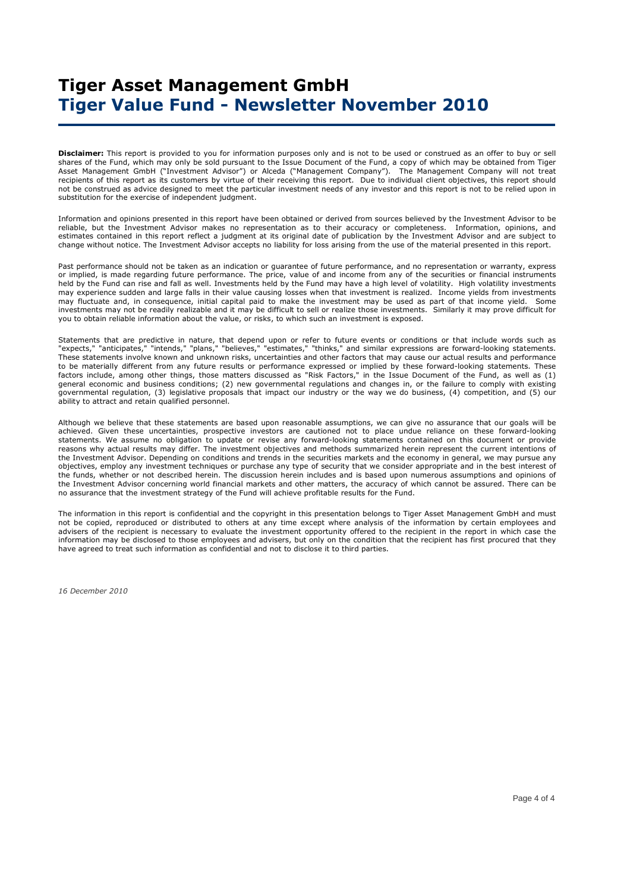# Tiger Asset Management GmbH
## Tiger Value Fund - Newsletter November 2010

**Disclaimer:** This report is provided to you for information purposes only and is not to be used or construed as an offer to buy or sell shares of the Fund, which may only be sold pursuant to the Issue Document of the Fund, a copy of which may be obtained from Tiger Asset Management GmbH ("Investment Advisor") or Alceda ("Management Company"). The Management Company will not treat recipients of this report as its customers by virtue of their receiving this report. Due to individual client objectives, this report should not be construed as advice designed to meet the particular investment needs of any investor and this report is not to be relied upon in substitution for the exercise of independent judgment.

Information and opinions presented in this report have been obtained or derived from sources believed by the Investment Advisor to be reliable, but the Investment Advisor makes no representation as to their accuracy or completeness. Information, opinions, and estimates contained in this report reflect a judgment at its original date of publication by the Investment Advisor and are subject to change without notice. The Investment Advisor accepts no liability for loss arising from the use of the material presented in this report.

Past performance should not be taken as an indication or guarantee of future performance, and no representation or warranty, express or implied, is made regarding future performance. The price, value of and income from any of the securities or financial instruments held by the Fund can rise and fall as well. Investments held by the Fund may have a high level of volatility. High volatility investments may experience sudden and large falls in their value causing losses when that investment is realized. Income yields from investments may fluctuate and, in consequence, initial capital paid to make the investment may be used as part of that income yield. Some investments may not be readily realizable and it may be difficult to sell or realize those investments. Similarly it may prove difficult for you to obtain reliable information about the value, or risks, to which such an investment is exposed.

Statements that are predictive in nature, that depend upon or refer to future events or conditions or that include words such as "expects," "anticipates," "intends," "plans," "believes," "estimates," "thinks," and similar expressions are forward-looking statements. These statements involve known and unknown risks, uncertainties and other factors that may cause our actual results and performance to be materially different from any future results or performance expressed or implied by these forward-looking statements. These factors include, among other things, those matters discussed as "Risk Factors," in the Issue Document of the Fund, as well as (1) general economic and business conditions; (2) new governmental regulations and changes in, or the failure to comply with existing governmental regulation, (3) legislative proposals that impact our industry or the way we do business, (4) competition, and (5) our ability to attract and retain qualified personnel.

Although we believe that these statements are based upon reasonable assumptions, we can give no assurance that our goals will be achieved. Given these uncertainties, prospective investors are cautioned not to place undue reliance on these forward-looking statements. We assume no obligation to update or revise any forward-looking statements contained on this document or provide reasons why actual results may differ. The investment objectives and methods summarized herein represent the current intentions of the Investment Advisor. Depending on conditions and trends in the securities markets and the economy in general, we may pursue any objectives, employ any investment techniques or purchase any type of security that we consider appropriate and in the best interest of the funds, whether or not described herein. The discussion herein includes and is based upon numerous assumptions and opinions of the Investment Advisor concerning world financial markets and other matters, the accuracy of which cannot be assured. There can be no assurance that the investment strategy of the Fund will achieve profitable results for the Fund.

The information in this report is confidential and the copyright in this presentation belongs to Tiger Asset Management GmbH and must not be copied, reproduced or distributed to others at any time except where analysis of the information by certain employees and advisers of the recipient is necessary to evaluate the investment opportunity offered to the recipient in the report in which case the information may be disclosed to those employees and advisers, but only on the condition that the recipient has first procured that they have agreed to treat such information as confidential and not to disclose it to third parties.

*16 December 2010*